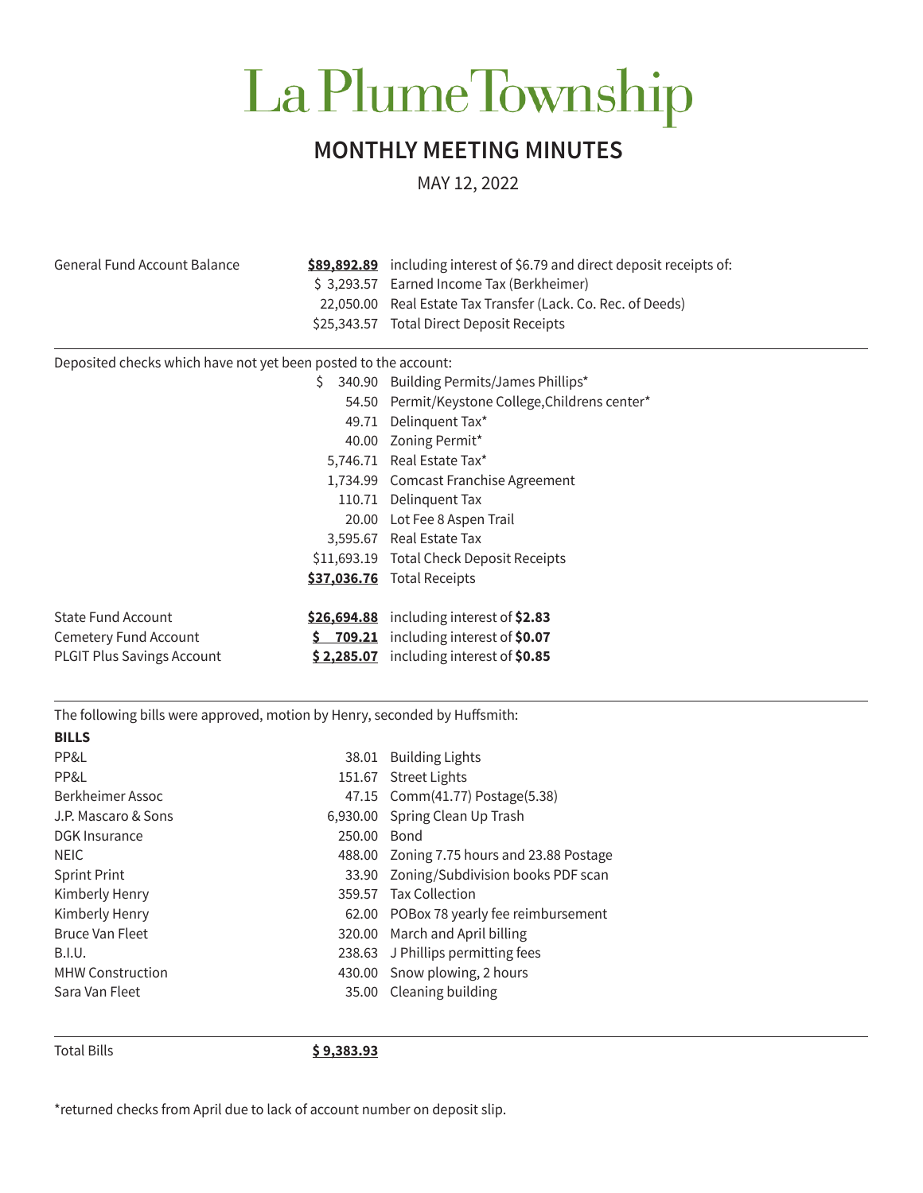# La Plume Township

## MONTHLY MEETING MINUTES

MAY 12, 2022

| | | |
|---|---|---|
| General Fund Account Balance | **$89,892.89** | including interest of $6.79 and direct deposit receipts of: |
| | $ 3,293.57 | Earned Income Tax (Berkheimer) |
| | 22,050.00 | Real Estate Tax Transfer (Lack. Co. Rec. of Deeds) |
| | $25,343.57 | Total Direct Deposit Receipts |

Deposited checks which have not yet been posted to the account:

| | | |
|---|---|---|
| | $ 340.90 | Building Permits/James Phillips* |
| | 54.50 | Permit/Keystone College,Childrens center* |
| | 49.71 | Delinquent Tax* |
| | 40.00 | Zoning Permit* |
| | 5,746.71 | Real Estate Tax* |
| | 1,734.99 | Comcast Franchise Agreement |
| | 110.71 | Delinquent Tax |
| | 20.00 | Lot Fee 8 Aspen Trail |
| | 3,595.67 | Real Estate Tax |
| | $11,693.19 | Total Check Deposit Receipts |
| | **$37,036.76** | Total Receipts |

| | | |
|---|---|---|
| State Fund Account | **$26,694.88** | including interest of **$2.83** |
| Cemetery Fund Account | **$ 709.21** | including interest of **$0.07** |
| PLGIT Plus Savings Account | **$ 2,285.07** | including interest of **$0.85** |

The following bills were approved, motion by Henry, seconded by Huffsmith:

**BILLS**

| | | |
|---|---|---|
| PP&L | 38.01 | Building Lights |
| PP&L | 151.67 | Street Lights |
| Berkheimer Assoc | 47.15 | Comm(41.77) Postage(5.38) |
| J.P. Mascaro & Sons | 6,930.00 | Spring Clean Up Trash |
| DGK Insurance | 250.00 | Bond |
| NEIC | 488.00 | Zoning 7.75 hours and 23.88 Postage |
| Sprint Print | 33.90 | Zoning/Subdivision books PDF scan |
| Kimberly Henry | 359.57 | Tax Collection |
| Kimberly Henry | 62.00 | POBox 78 yearly fee reimbursement |
| Bruce Van Fleet | 320.00 | March and April billing |
| B.I.U. | 238.63 | J Phillips permitting fees |
| MHW Construction | 430.00 | Snow plowing, 2 hours |
| Sara Van Fleet | 35.00 | Cleaning building |

| | |
|---|---|
| Total Bills | **$ 9,383.93** |

*returned checks from April due to lack of account number on deposit slip.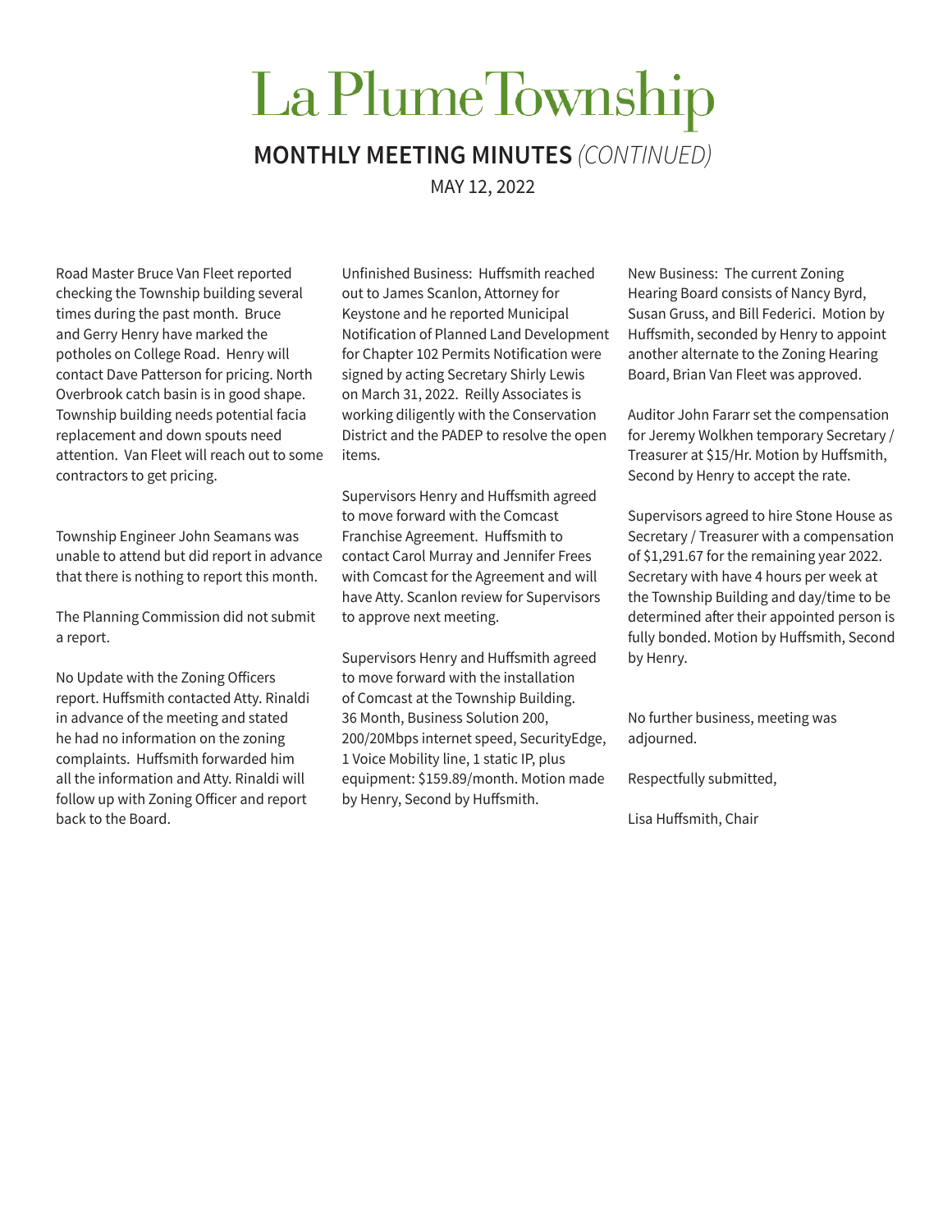# La Plume Township

## MONTHLY MEETING MINUTES *(CONTINUED)*

MAY 12, 2022

Road Master Bruce Van Fleet reported checking the Township building several times during the past month. Bruce and Gerry Henry have marked the potholes on College Road. Henry will contact Dave Patterson for pricing. North Overbrook catch basin is in good shape. Township building needs potential facia replacement and down spouts need attention. Van Fleet will reach out to some contractors to get pricing.

Township Engineer John Seamans was unable to attend but did report in advance that there is nothing to report this month.

The Planning Commission did not submit a report.

No Update with the Zoning Officers report. Huffsmith contacted Atty. Rinaldi in advance of the meeting and stated he had no information on the zoning complaints. Huffsmith forwarded him all the information and Atty. Rinaldi will follow up with Zoning Officer and report back to the Board.

Unfinished Business: Huffsmith reached out to James Scanlon, Attorney for Keystone and he reported Municipal Notification of Planned Land Development for Chapter 102 Permits Notification were signed by acting Secretary Shirly Lewis on March 31, 2022. Reilly Associates is working diligently with the Conservation District and the PADEP to resolve the open items.

Supervisors Henry and Huffsmith agreed to move forward with the Comcast Franchise Agreement. Huffsmith to contact Carol Murray and Jennifer Frees with Comcast for the Agreement and will have Atty. Scanlon review for Supervisors to approve next meeting.

Supervisors Henry and Huffsmith agreed to move forward with the installation of Comcast at the Township Building. 36 Month, Business Solution 200, 200/20Mbps internet speed, SecurityEdge, 1 Voice Mobility line, 1 static IP, plus equipment: $159.89/month. Motion made by Henry, Second by Huffsmith.

New Business: The current Zoning Hearing Board consists of Nancy Byrd, Susan Gruss, and Bill Federici. Motion by Huffsmith, seconded by Henry to appoint another alternate to the Zoning Hearing Board, Brian Van Fleet was approved.

Auditor John Fararr set the compensation for Jeremy Wolkhen temporary Secretary / Treasurer at $15/Hr. Motion by Huffsmith, Second by Henry to accept the rate.

Supervisors agreed to hire Stone House as Secretary / Treasurer with a compensation of $1,291.67 for the remaining year 2022. Secretary with have 4 hours per week at the Township Building and day/time to be determined after their appointed person is fully bonded. Motion by Huffsmith, Second by Henry.

No further business, meeting was adjourned.

Respectfully submitted,

Lisa Huffsmith, Chair